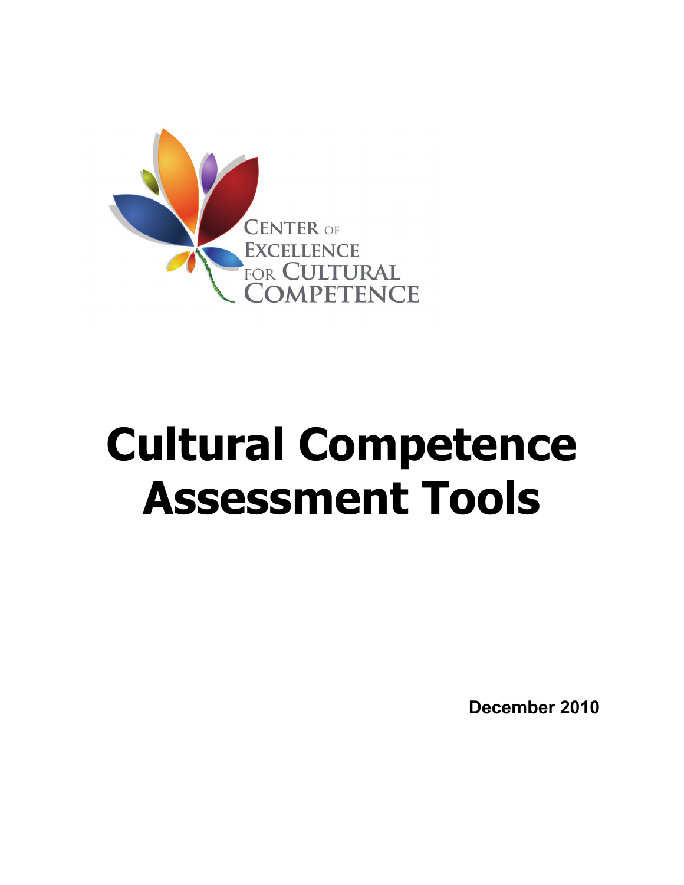CENTER OF EXCELLENCE FOR CULTURAL COMPETENCE

# Cultural Competence Assessment Tools

**December 2010**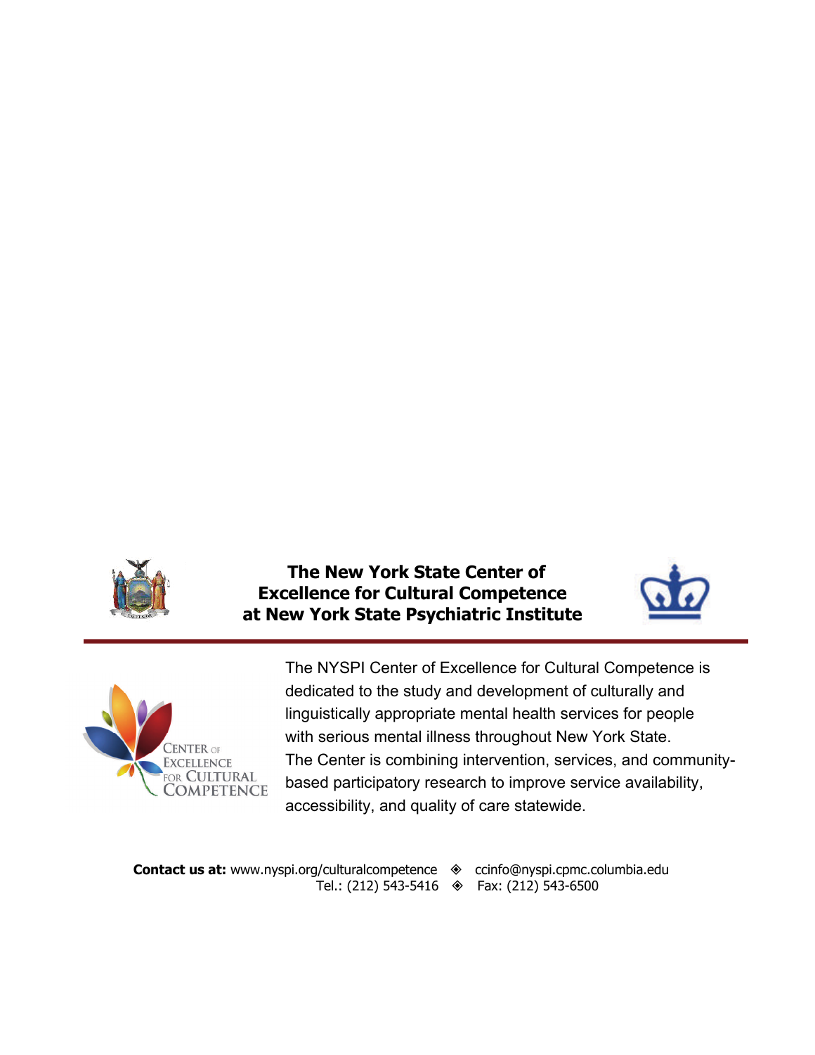**The New York State Center of Excellence for Cultural Competence at New York State Psychiatric Institute**

CENTER OF EXCELLENCE FOR CULTURAL COMPETENCE

The NYSPI Center of Excellence for Cultural Competence is dedicated to the study and development of culturally and linguistically appropriate mental health services for people with serious mental illness throughout New York State. The Center is combining intervention, services, and community-based participatory research to improve service availability, accessibility, and quality of care statewide.

**Contact us at:** www.nyspi.org/culturalcompetence ◈ ccinfo@nyspi.cpmc.columbia.edu
Tel.: (212) 543-5416 ◈ Fax: (212) 543-6500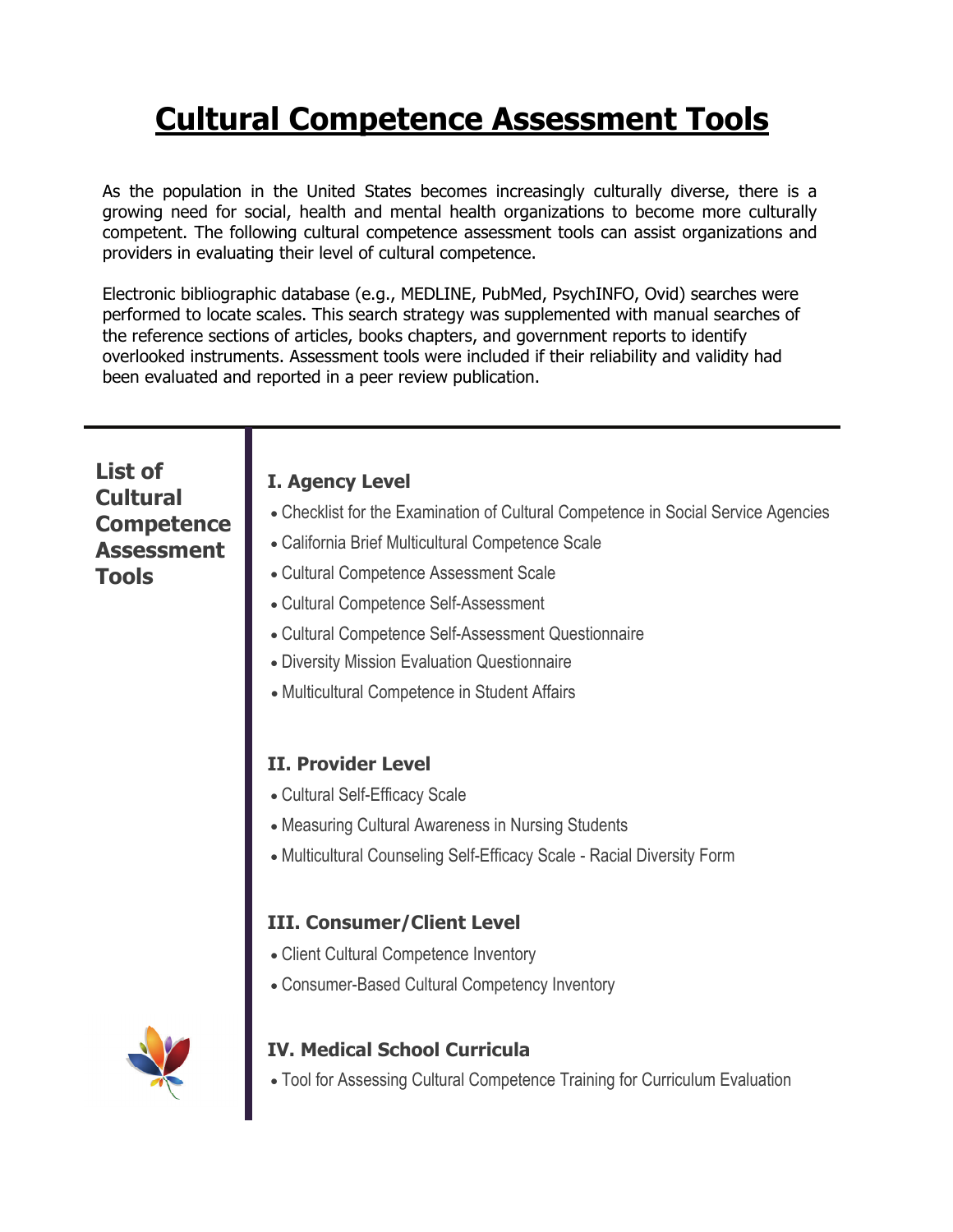# Cultural Competence Assessment Tools

As the population in the United States becomes increasingly culturally diverse, there is a growing need for social, health and mental health organizations to become more culturally competent. The following cultural competence assessment tools can assist organizations and providers in evaluating their level of cultural competence.

Electronic bibliographic database (e.g., MEDLINE, PubMed, PsychINFO, Ovid) searches were performed to locate scales. This search strategy was supplemented with manual searches of the reference sections of articles, books chapters, and government reports to identify overlooked instruments. Assessment tools were included if their reliability and validity had been evaluated and reported in a peer review publication.

## List of Cultural Competence Assessment Tools

### I. Agency Level

- Checklist for the Examination of Cultural Competence in Social Service Agencies
- California Brief Multicultural Competence Scale
- Cultural Competence Assessment Scale
- Cultural Competence Self-Assessment
- Cultural Competence Self-Assessment Questionnaire
- Diversity Mission Evaluation Questionnaire
- Multicultural Competence in Student Affairs

### II. Provider Level

- Cultural Self-Efficacy Scale
- Measuring Cultural Awareness in Nursing Students
- Multicultural Counseling Self-Efficacy Scale - Racial Diversity Form

### III. Consumer/Client Level

- Client Cultural Competence Inventory
- Consumer-Based Cultural Competency Inventory

### IV. Medical School Curricula

- Tool for Assessing Cultural Competence Training for Curriculum Evaluation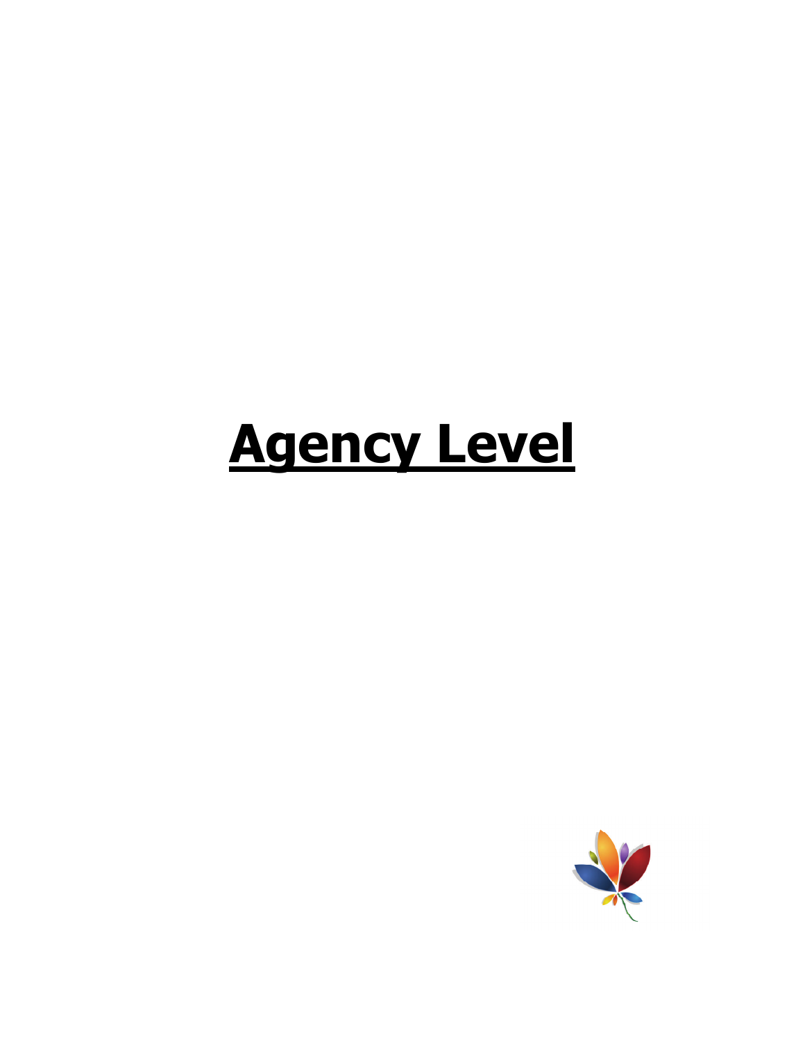# Agency Level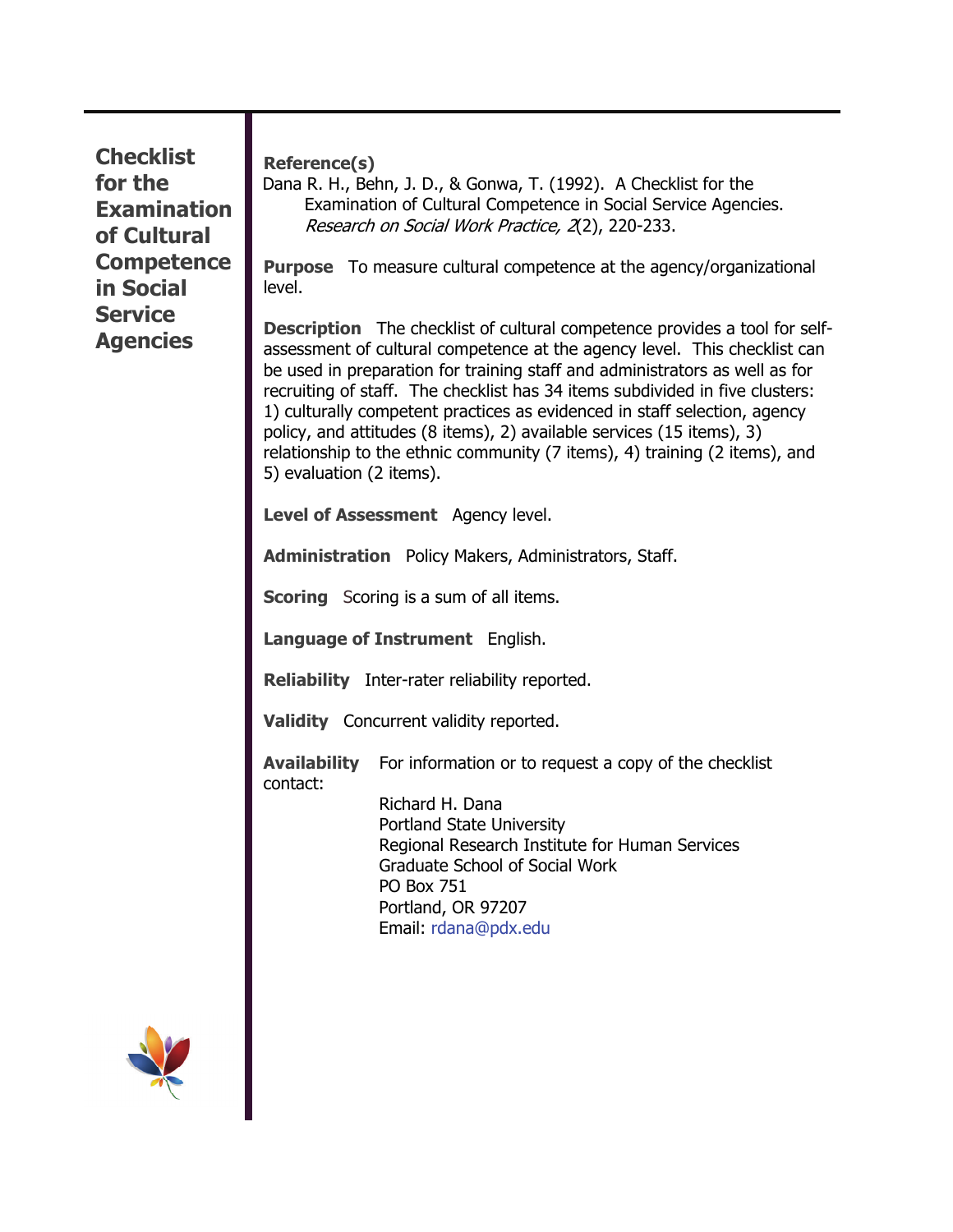# Checklist for the Examination of Cultural Competence in Social Service Agencies

**Reference(s)**
Dana R. H., Behn, J. D., & Gonwa, T. (1992). A Checklist for the Examination of Cultural Competence in Social Service Agencies. *Research on Social Work Practice, 2*(2), 220-233.

**Purpose** To measure cultural competence at the agency/organizational level.

**Description** The checklist of cultural competence provides a tool for self-assessment of cultural competence at the agency level. This checklist can be used in preparation for training staff and administrators as well as for recruiting of staff. The checklist has 34 items subdivided in five clusters: 1) culturally competent practices as evidenced in staff selection, agency policy, and attitudes (8 items), 2) available services (15 items), 3) relationship to the ethnic community (7 items), 4) training (2 items), and 5) evaluation (2 items).

**Level of Assessment** Agency level.

**Administration** Policy Makers, Administrators, Staff.

**Scoring** Scoring is a sum of all items.

**Language of Instrument** English.

**Reliability** Inter-rater reliability reported.

**Validity** Concurrent validity reported.

**Availability** For information or to request a copy of the checklist contact:

Richard H. Dana
Portland State University
Regional Research Institute for Human Services
Graduate School of Social Work
PO Box 751
Portland, OR 97207
Email: rdana@pdx.edu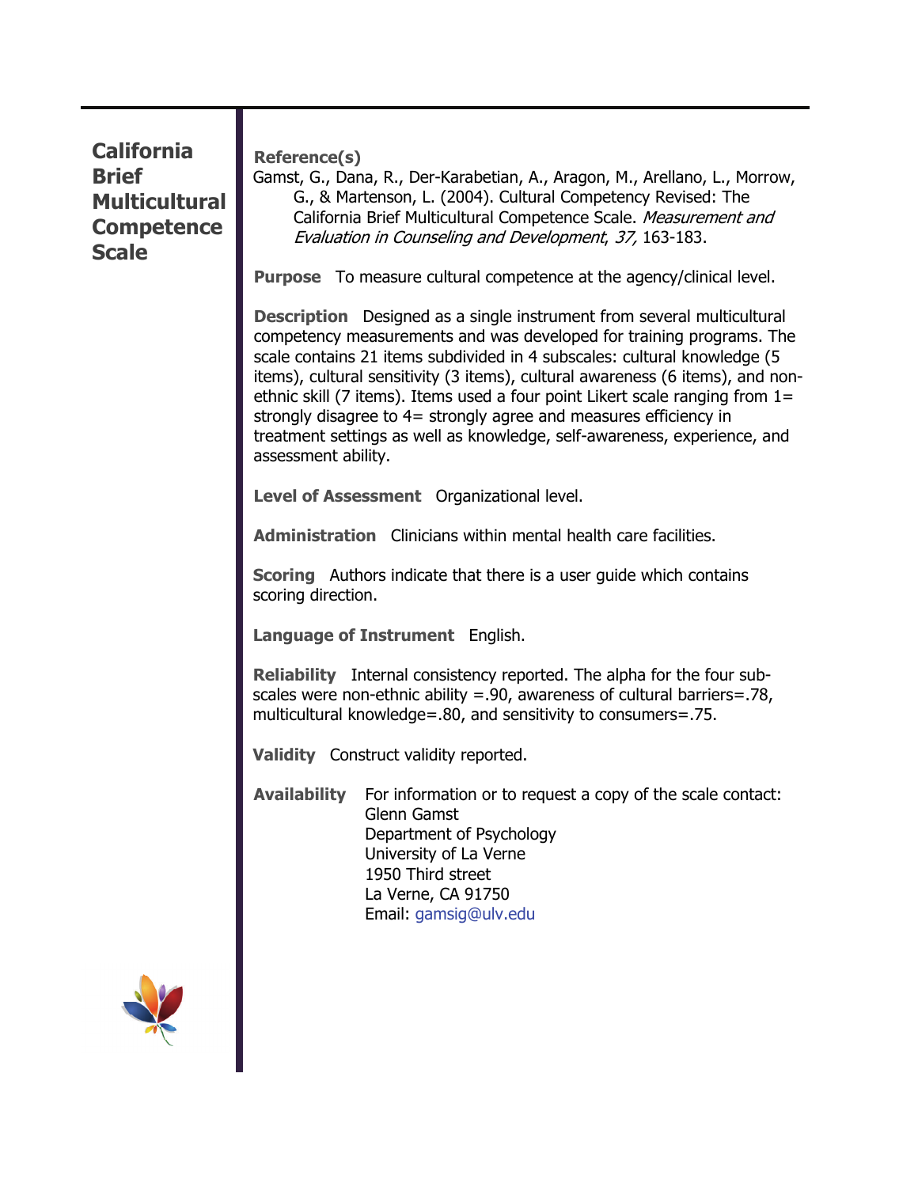# California Brief Multicultural Competence Scale

**Reference(s)**
Gamst, G., Dana, R., Der-Karabetian, A., Aragon, M., Arellano, L., Morrow, G., & Martenson, L. (2004). Cultural Competency Revised: The California Brief Multicultural Competence Scale. *Measurement and Evaluation in Counseling and Development*, *37,* 163-183.

**Purpose** To measure cultural competence at the agency/clinical level.

**Description** Designed as a single instrument from several multicultural competency measurements and was developed for training programs. The scale contains 21 items subdivided in 4 subscales: cultural knowledge (5 items), cultural sensitivity (3 items), cultural awareness (6 items), and non-ethnic skill (7 items). Items used a four point Likert scale ranging from 1= strongly disagree to 4= strongly agree and measures efficiency in treatment settings as well as knowledge, self-awareness, experience, and assessment ability.

**Level of Assessment** Organizational level.

**Administration** Clinicians within mental health care facilities.

**Scoring** Authors indicate that there is a user guide which contains scoring direction.

**Language of Instrument** English.

**Reliability** Internal consistency reported. The alpha for the four sub-scales were non-ethnic ability =.90, awareness of cultural barriers=.78, multicultural knowledge=.80, and sensitivity to consumers=.75.

**Validity** Construct validity reported.

**Availability** For information or to request a copy of the scale contact:
Glenn Gamst
Department of Psychology
University of La Verne
1950 Third street
La Verne, CA 91750
Email: gamsig@ulv.edu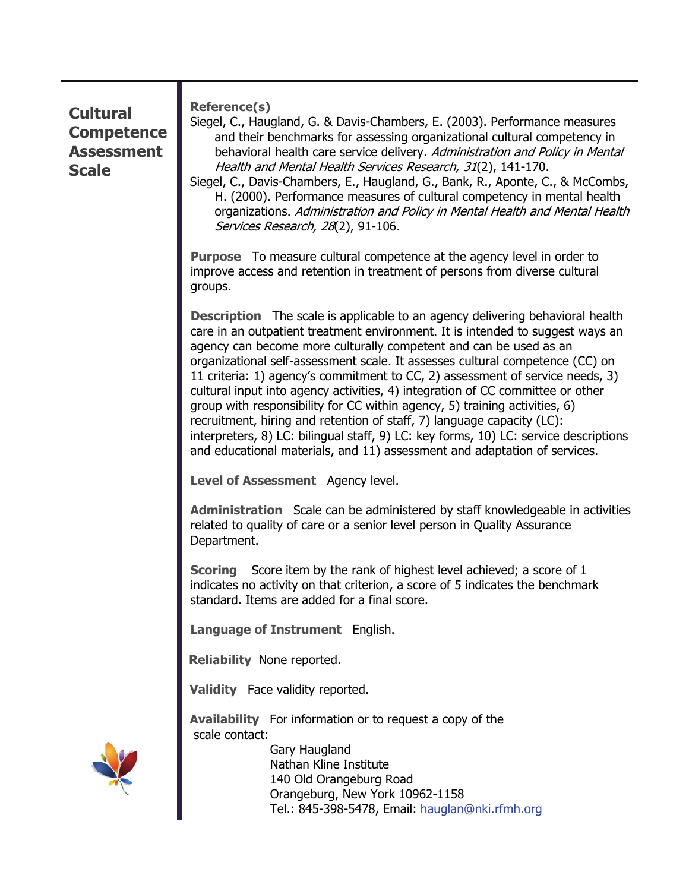# Cultural Competence Assessment Scale

**Reference(s)**

Siegel, C., Haugland, G. & Davis-Chambers, E. (2003). Performance measures and their benchmarks for assessing organizational cultural competency in behavioral health care service delivery. *Administration and Policy in Mental Health and Mental Health Services Research, 31*(2), 141-170.

Siegel, C., Davis-Chambers, E., Haugland, G., Bank, R., Aponte, C., & McCombs, H. (2000). Performance measures of cultural competency in mental health organizations. *Administration and Policy in Mental Health and Mental Health Services Research, 28*(2), 91-106.

**Purpose** To measure cultural competence at the agency level in order to improve access and retention in treatment of persons from diverse cultural groups.

**Description** The scale is applicable to an agency delivering behavioral health care in an outpatient treatment environment. It is intended to suggest ways an agency can become more culturally competent and can be used as an organizational self-assessment scale. It assesses cultural competence (CC) on 11 criteria: 1) agency's commitment to CC, 2) assessment of service needs, 3) cultural input into agency activities, 4) integration of CC committee or other group with responsibility for CC within agency, 5) training activities, 6) recruitment, hiring and retention of staff, 7) language capacity (LC): interpreters, 8) LC: bilingual staff, 9) LC: key forms, 10) LC: service descriptions and educational materials, and 11) assessment and adaptation of services.

**Level of Assessment** Agency level.

**Administration** Scale can be administered by staff knowledgeable in activities related to quality of care or a senior level person in Quality Assurance Department.

**Scoring** Score item by the rank of highest level achieved; a score of 1 indicates no activity on that criterion, a score of 5 indicates the benchmark standard. Items are added for a final score.

**Language of Instrument** English.

**Reliability** None reported.

**Validity** Face validity reported.

**Availability** For information or to request a copy of the scale contact:

Gary Haugland
Nathan Kline Institute
140 Old Orangeburg Road
Orangeburg, New York 10962-1158
Tel.: 845-398-5478, Email: hauglan@nki.rfmh.org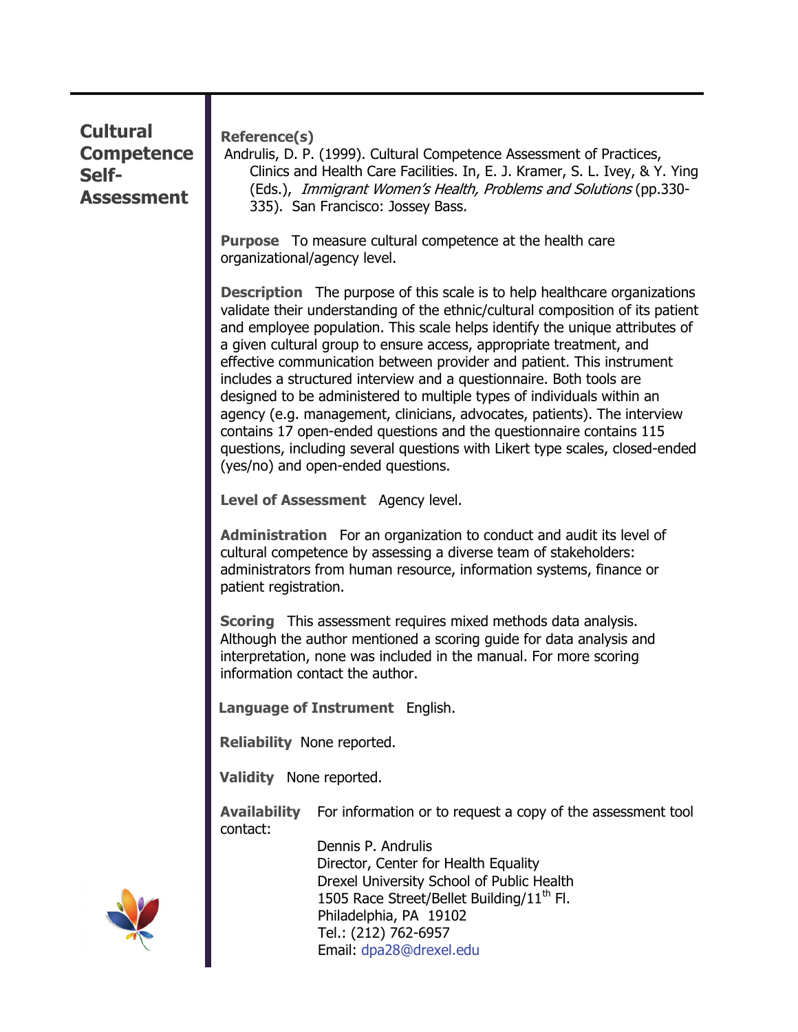# Cultural Competence Self-Assessment

**Reference(s)**

Andrulis, D. P. (1999). Cultural Competence Assessment of Practices, Clinics and Health Care Facilities. In, E. J. Kramer, S. L. Ivey, & Y. Ying (Eds.), *Immigrant Women's Health, Problems and Solutions* (pp.330-335). San Francisco: Jossey Bass.

**Purpose** To measure cultural competence at the health care organizational/agency level.

**Description** The purpose of this scale is to help healthcare organizations validate their understanding of the ethnic/cultural composition of its patient and employee population. This scale helps identify the unique attributes of a given cultural group to ensure access, appropriate treatment, and effective communication between provider and patient. This instrument includes a structured interview and a questionnaire. Both tools are designed to be administered to multiple types of individuals within an agency (e.g. management, clinicians, advocates, patients). The interview contains 17 open-ended questions and the questionnaire contains 115 questions, including several questions with Likert type scales, closed-ended (yes/no) and open-ended questions.

**Level of Assessment** Agency level.

**Administration** For an organization to conduct and audit its level of cultural competence by assessing a diverse team of stakeholders: administrators from human resource, information systems, finance or patient registration.

**Scoring** This assessment requires mixed methods data analysis. Although the author mentioned a scoring guide for data analysis and interpretation, none was included in the manual. For more scoring information contact the author.

**Language of Instrument** English.

**Reliability** None reported.

**Validity** None reported.

**Availability** For information or to request a copy of the assessment tool contact:

Dennis P. Andrulis
Director, Center for Health Equality
Drexel University School of Public Health
1505 Race Street/Bellet Building/11th Fl.
Philadelphia, PA 19102
Tel.: (212) 762-6957
Email: dpa28@drexel.edu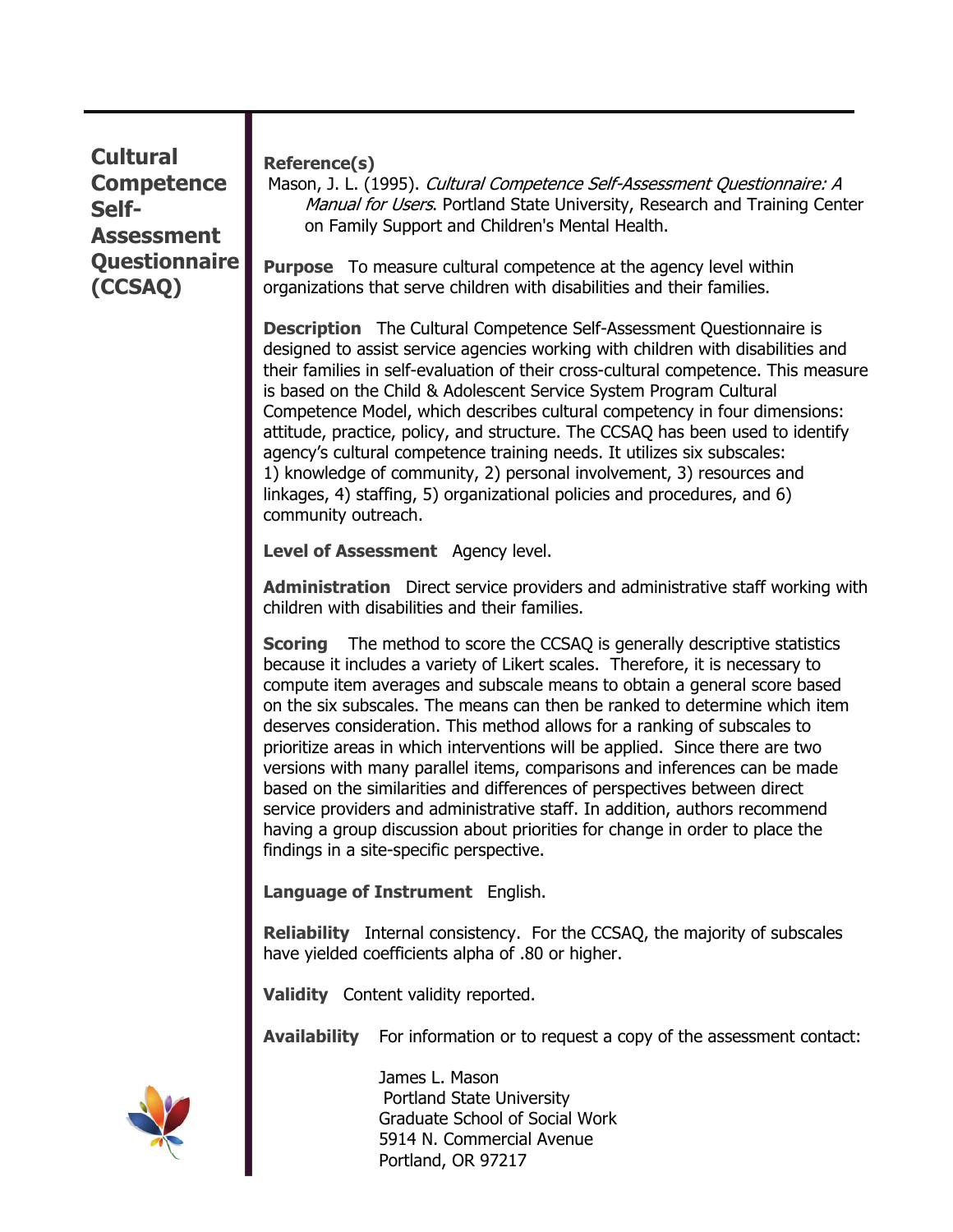# Cultural Competence Self-Assessment Questionnaire (CCSAQ)

**Reference(s)**

Mason, J. L. (1995). *Cultural Competence Self-Assessment Questionnaire: A Manual for Users*. Portland State University, Research and Training Center on Family Support and Children's Mental Health.

**Purpose** To measure cultural competence at the agency level within organizations that serve children with disabilities and their families.

**Description** The Cultural Competence Self-Assessment Questionnaire is designed to assist service agencies working with children with disabilities and their families in self-evaluation of their cross-cultural competence. This measure is based on the Child & Adolescent Service System Program Cultural Competence Model, which describes cultural competency in four dimensions: attitude, practice, policy, and structure. The CCSAQ has been used to identify agency's cultural competence training needs. It utilizes six subscales: 1) knowledge of community, 2) personal involvement, 3) resources and linkages, 4) staffing, 5) organizational policies and procedures, and 6) community outreach.

**Level of Assessment** Agency level.

**Administration** Direct service providers and administrative staff working with children with disabilities and their families.

**Scoring** The method to score the CCSAQ is generally descriptive statistics because it includes a variety of Likert scales. Therefore, it is necessary to compute item averages and subscale means to obtain a general score based on the six subscales. The means can then be ranked to determine which item deserves consideration. This method allows for a ranking of subscales to prioritize areas in which interventions will be applied. Since there are two versions with many parallel items, comparisons and inferences can be made based on the similarities and differences of perspectives between direct service providers and administrative staff. In addition, authors recommend having a group discussion about priorities for change in order to place the findings in a site-specific perspective.

**Language of Instrument** English.

**Reliability** Internal consistency. For the CCSAQ, the majority of subscales have yielded coefficients alpha of .80 or higher.

**Validity** Content validity reported.

**Availability** For information or to request a copy of the assessment contact:

James L. Mason
Portland State University
Graduate School of Social Work
5914 N. Commercial Avenue
Portland, OR 97217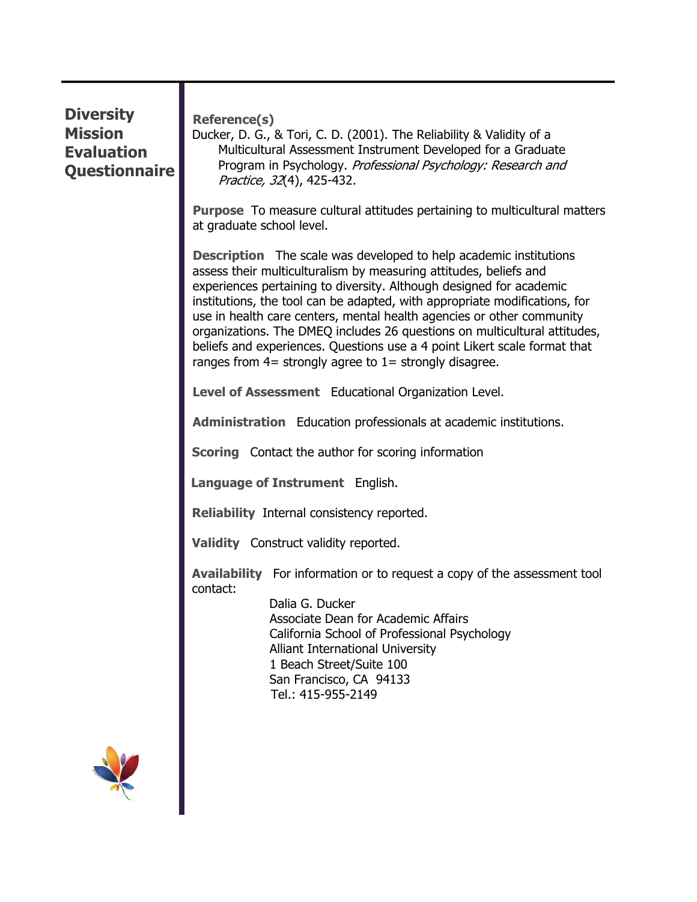# Diversity Mission Evaluation Questionnaire

**Reference(s)**
Ducker, D. G., & Tori, C. D. (2001). The Reliability & Validity of a Multicultural Assessment Instrument Developed for a Graduate Program in Psychology. *Professional Psychology: Research and Practice, 32*(4), 425-432.

**Purpose** To measure cultural attitudes pertaining to multicultural matters at graduate school level.

**Description** The scale was developed to help academic institutions assess their multiculturalism by measuring attitudes, beliefs and experiences pertaining to diversity. Although designed for academic institutions, the tool can be adapted, with appropriate modifications, for use in health care centers, mental health agencies or other community organizations. The DMEQ includes 26 questions on multicultural attitudes, beliefs and experiences. Questions use a 4 point Likert scale format that ranges from 4= strongly agree to 1= strongly disagree.

**Level of Assessment** Educational Organization Level.

**Administration** Education professionals at academic institutions.

**Scoring** Contact the author for scoring information

**Language of Instrument** English.

**Reliability** Internal consistency reported.

**Validity** Construct validity reported.

**Availability** For information or to request a copy of the assessment tool contact:

Dalia G. Ducker
Associate Dean for Academic Affairs
California School of Professional Psychology
Alliant International University
1 Beach Street/Suite 100
San Francisco, CA 94133
Tel.: 415-955-2149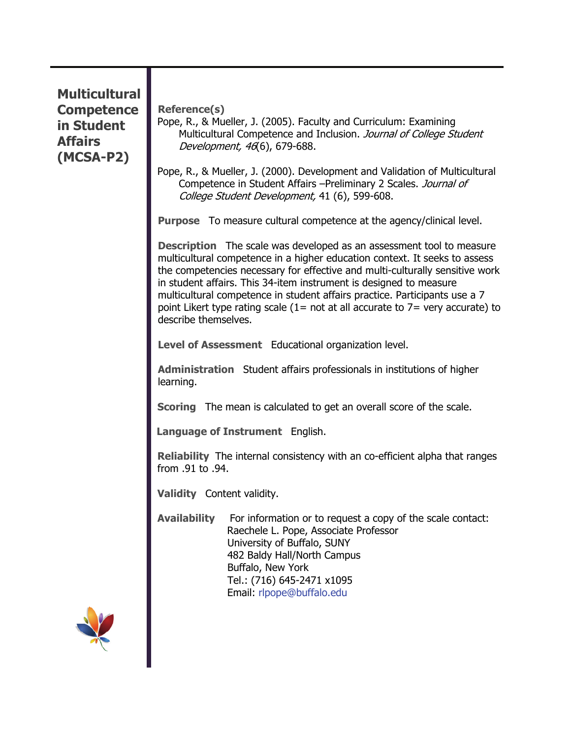# Multicultural Competence in Student Affairs (MCSA-P2)

**Reference(s)**

Pope, R., & Mueller, J. (2005). Faculty and Curriculum: Examining Multicultural Competence and Inclusion. *Journal of College Student Development, 46*(6), 679-688.

Pope, R., & Mueller, J. (2000). Development and Validation of Multicultural Competence in Student Affairs –Preliminary 2 Scales. *Journal of College Student Development,* 41 (6), 599-608.

**Purpose** To measure cultural competence at the agency/clinical level.

**Description** The scale was developed as an assessment tool to measure multicultural competence in a higher education context. It seeks to assess the competencies necessary for effective and multi-culturally sensitive work in student affairs. This 34-item instrument is designed to measure multicultural competence in student affairs practice. Participants use a 7 point Likert type rating scale (1= not at all accurate to 7= very accurate) to describe themselves.

**Level of Assessment** Educational organization level.

**Administration** Student affairs professionals in institutions of higher learning.

**Scoring** The mean is calculated to get an overall score of the scale.

**Language of Instrument** English.

**Reliability** The internal consistency with an co-efficient alpha that ranges from .91 to .94.

**Validity** Content validity.

**Availability** For information or to request a copy of the scale contact:
Raechele L. Pope, Associate Professor
University of Buffalo, SUNY
482 Baldy Hall/North Campus
Buffalo, New York
Tel.: (716) 645-2471 x1095
Email: rlpope@buffalo.edu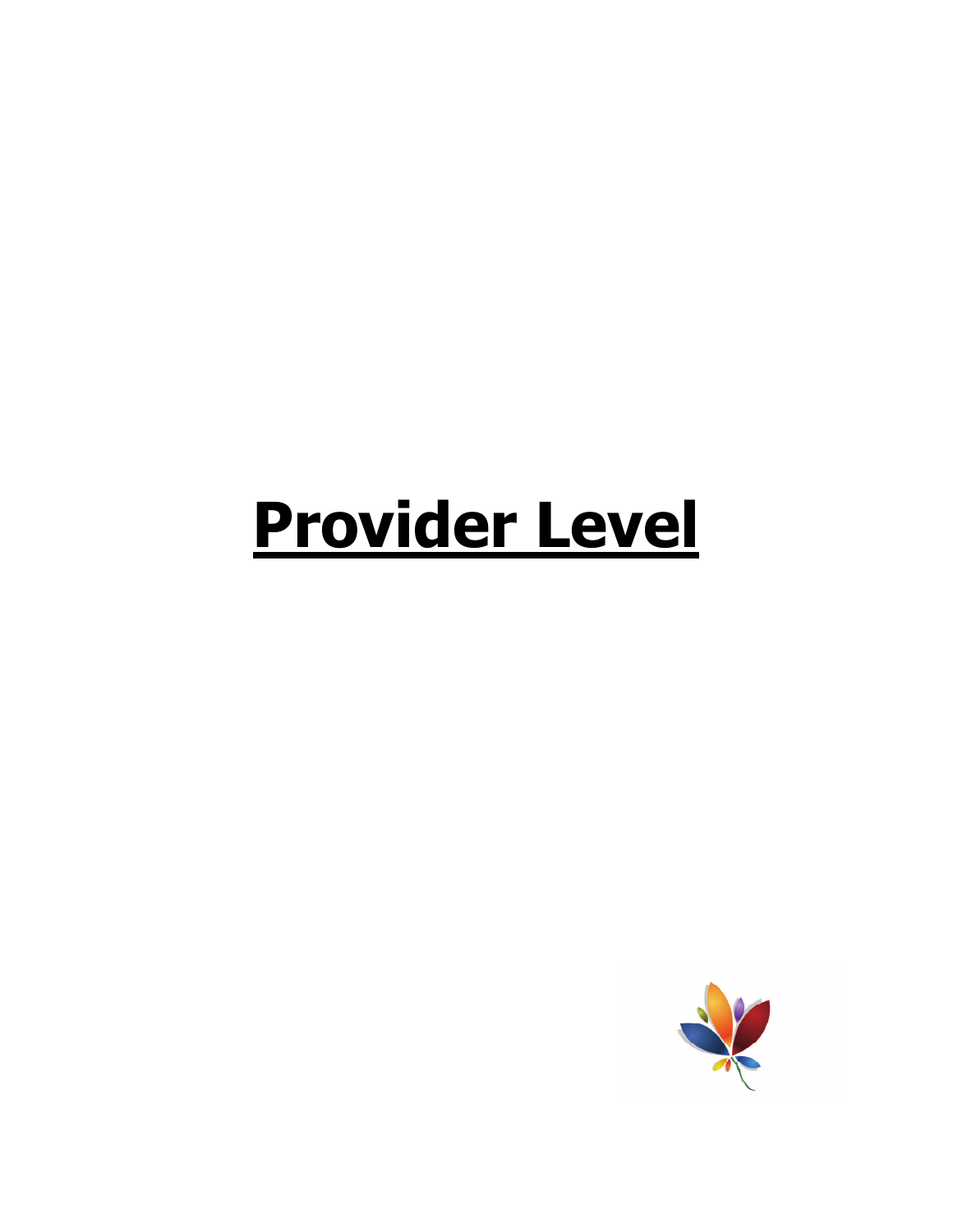# **Provider Level**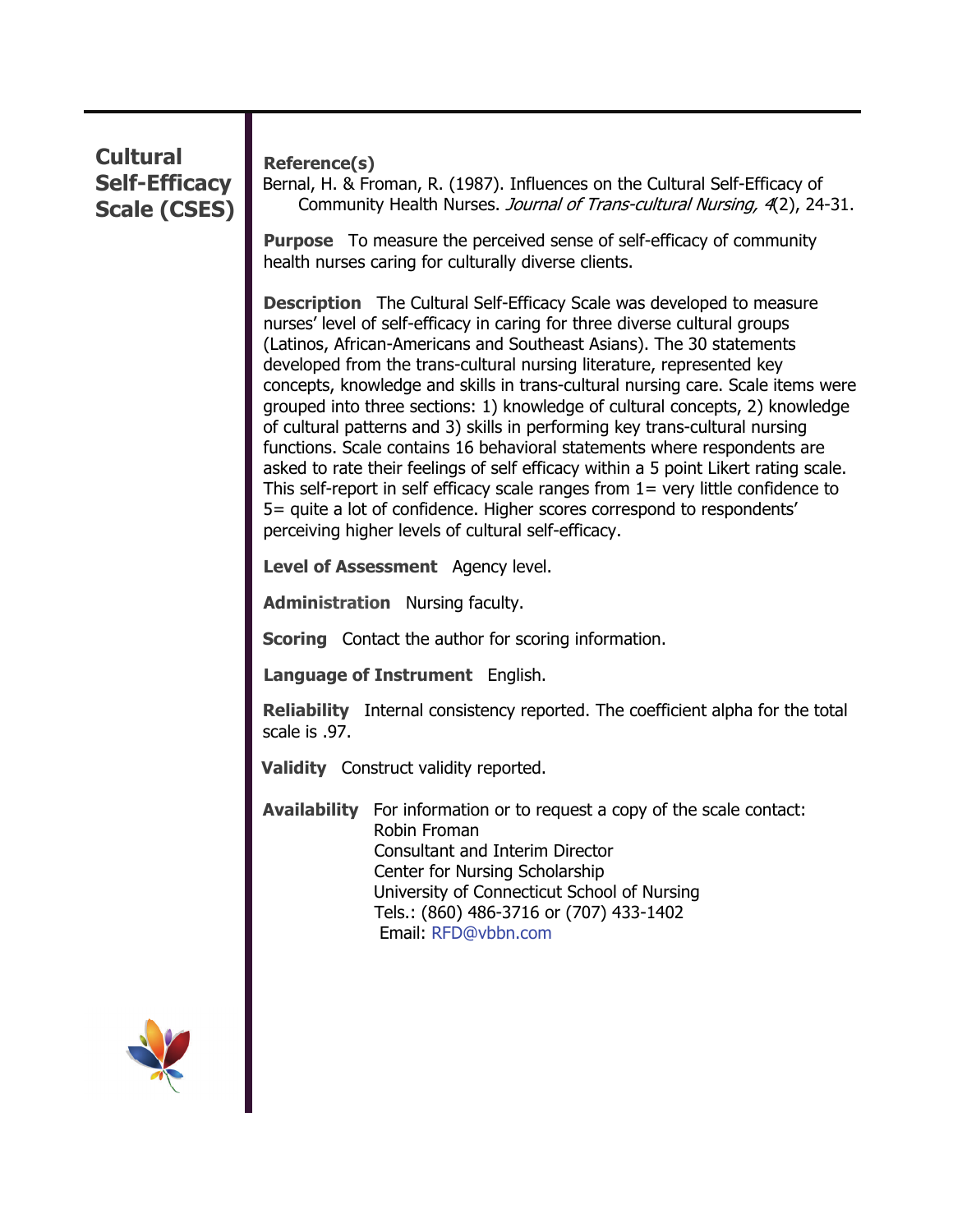# Cultural Self-Efficacy Scale (CSES)

**Reference(s)**
Bernal, H. & Froman, R. (1987). Influences on the Cultural Self-Efficacy of Community Health Nurses. *Journal of Trans-cultural Nursing, 4*(2), 24-31.

**Purpose** To measure the perceived sense of self-efficacy of community health nurses caring for culturally diverse clients.

**Description** The Cultural Self-Efficacy Scale was developed to measure nurses' level of self-efficacy in caring for three diverse cultural groups (Latinos, African-Americans and Southeast Asians). The 30 statements developed from the trans-cultural nursing literature, represented key concepts, knowledge and skills in trans-cultural nursing care. Scale items were grouped into three sections: 1) knowledge of cultural concepts, 2) knowledge of cultural patterns and 3) skills in performing key trans-cultural nursing functions. Scale contains 16 behavioral statements where respondents are asked to rate their feelings of self efficacy within a 5 point Likert rating scale. This self-report in self efficacy scale ranges from 1= very little confidence to 5= quite a lot of confidence. Higher scores correspond to respondents' perceiving higher levels of cultural self-efficacy.

**Level of Assessment** Agency level.

**Administration** Nursing faculty.

**Scoring** Contact the author for scoring information.

**Language of Instrument** English.

**Reliability** Internal consistency reported. The coefficient alpha for the total scale is .97.

**Validity** Construct validity reported.

**Availability** For information or to request a copy of the scale contact:
Robin Froman
Consultant and Interim Director
Center for Nursing Scholarship
University of Connecticut School of Nursing
Tels.: (860) 486-3716 or (707) 433-1402
Email: RFD@vbbn.com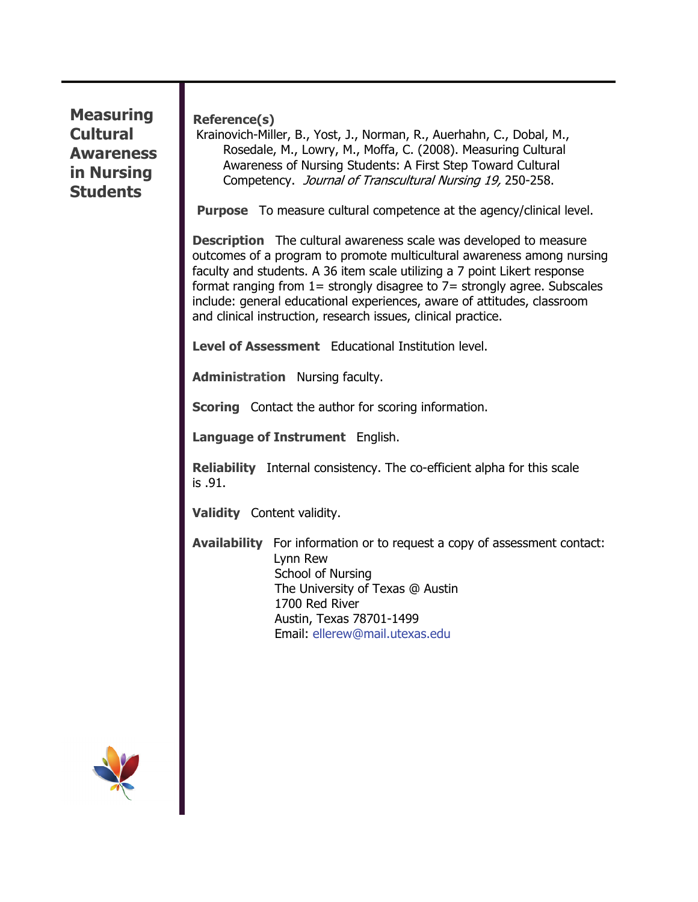# Measuring Cultural Awareness in Nursing Students

**Reference(s)**

Krainovich-Miller, B., Yost, J., Norman, R., Auerhahn, C., Dobal, M., Rosedale, M., Lowry, M., Moffa, C. (2008). Measuring Cultural Awareness of Nursing Students: A First Step Toward Cultural Competency. *Journal of Transcultural Nursing 19,* 250-258.

**Purpose** To measure cultural competence at the agency/clinical level.

**Description** The cultural awareness scale was developed to measure outcomes of a program to promote multicultural awareness among nursing faculty and students. A 36 item scale utilizing a 7 point Likert response format ranging from 1= strongly disagree to 7= strongly agree. Subscales include: general educational experiences, aware of attitudes, classroom and clinical instruction, research issues, clinical practice.

**Level of Assessment** Educational Institution level.

**Administration** Nursing faculty.

**Scoring** Contact the author for scoring information.

**Language of Instrument** English.

**Reliability** Internal consistency. The co-efficient alpha for this scale is .91.

**Validity** Content validity.

**Availability** For information or to request a copy of assessment contact:
Lynn Rew
School of Nursing
The University of Texas @ Austin
1700 Red River
Austin, Texas 78701-1499
Email: ellerew@mail.utexas.edu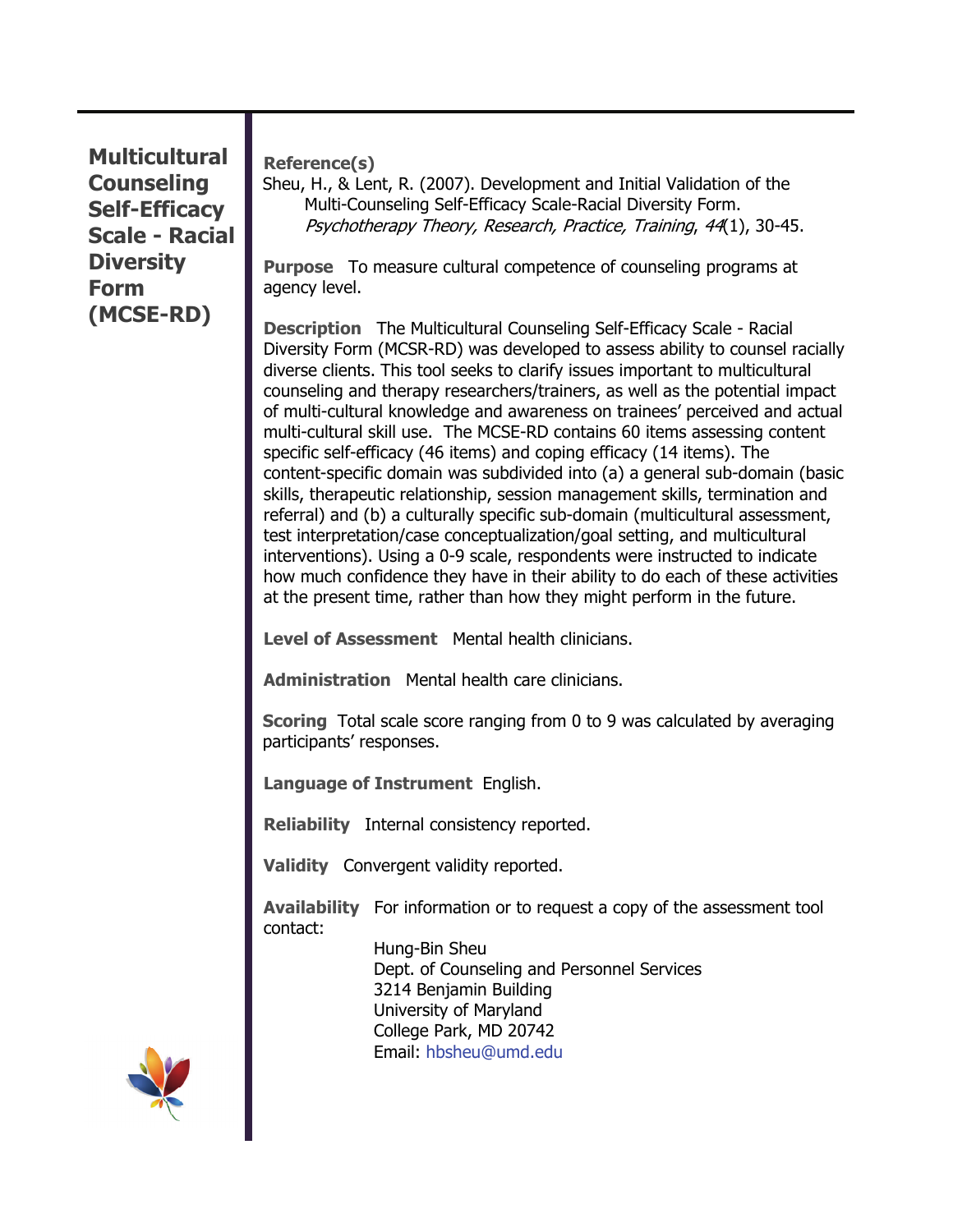# Multicultural Counseling Self-Efficacy Scale - Racial Diversity Form (MCSE-RD)

**Reference(s)**
Sheu, H., & Lent, R. (2007). Development and Initial Validation of the Multi-Counseling Self-Efficacy Scale-Racial Diversity Form. *Psychotherapy Theory, Research, Practice, Training*, *44*(1), 30-45.

**Purpose** To measure cultural competence of counseling programs at agency level.

**Description** The Multicultural Counseling Self-Efficacy Scale - Racial Diversity Form (MCSR-RD) was developed to assess ability to counsel racially diverse clients. This tool seeks to clarify issues important to multicultural counseling and therapy researchers/trainers, as well as the potential impact of multi-cultural knowledge and awareness on trainees' perceived and actual multi-cultural skill use. The MCSE-RD contains 60 items assessing content specific self-efficacy (46 items) and coping efficacy (14 items). The content-specific domain was subdivided into (a) a general sub-domain (basic skills, therapeutic relationship, session management skills, termination and referral) and (b) a culturally specific sub-domain (multicultural assessment, test interpretation/case conceptualization/goal setting, and multicultural interventions). Using a 0-9 scale, respondents were instructed to indicate how much confidence they have in their ability to do each of these activities at the present time, rather than how they might perform in the future.

**Level of Assessment** Mental health clinicians.

**Administration** Mental health care clinicians.

**Scoring** Total scale score ranging from 0 to 9 was calculated by averaging participants' responses.

**Language of Instrument** English.

**Reliability** Internal consistency reported.

**Validity** Convergent validity reported.

**Availability** For information or to request a copy of the assessment tool contact:

Hung-Bin Sheu
Dept. of Counseling and Personnel Services
3214 Benjamin Building
University of Maryland
College Park, MD 20742
Email: hbsheu@umd.edu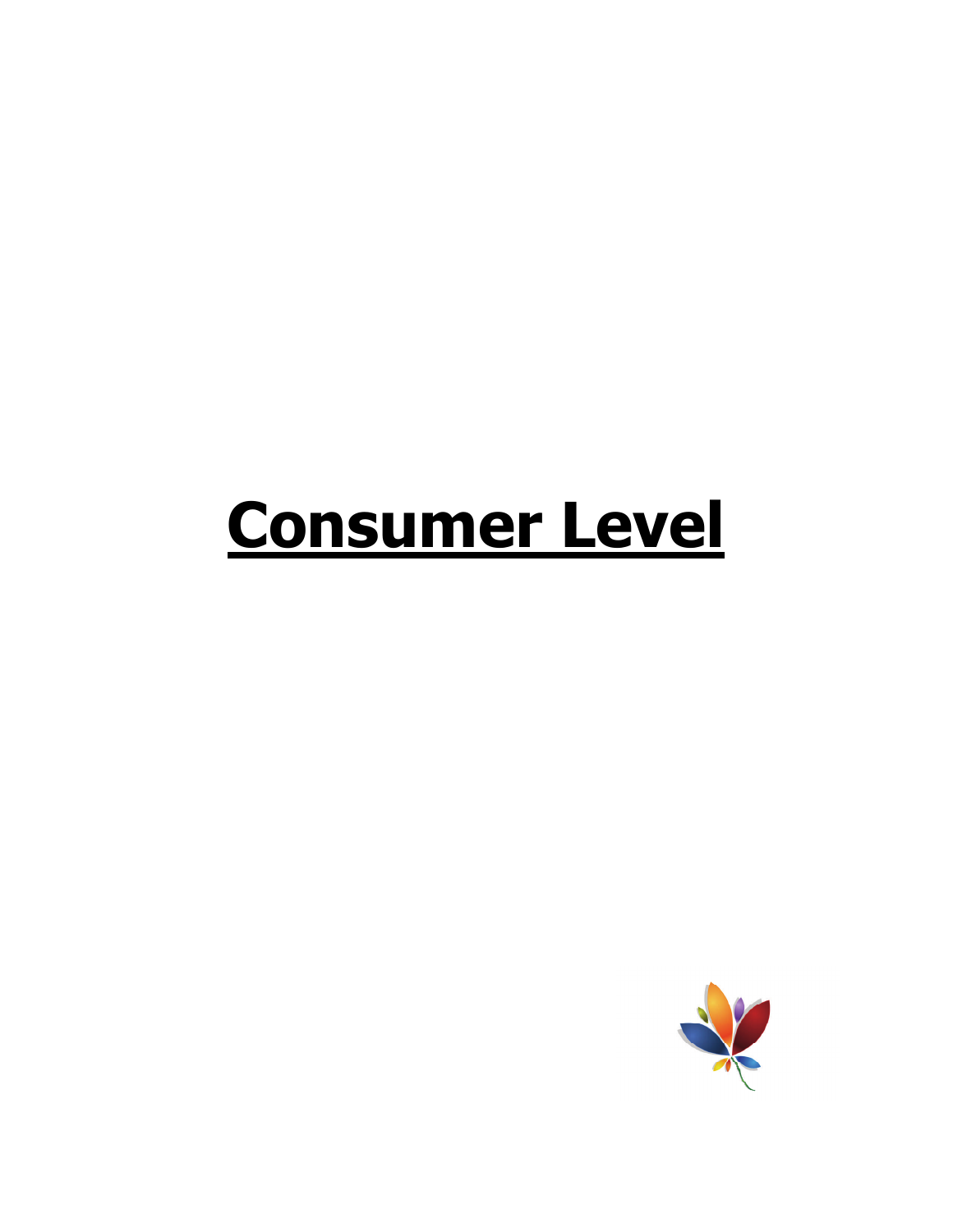# Consumer Level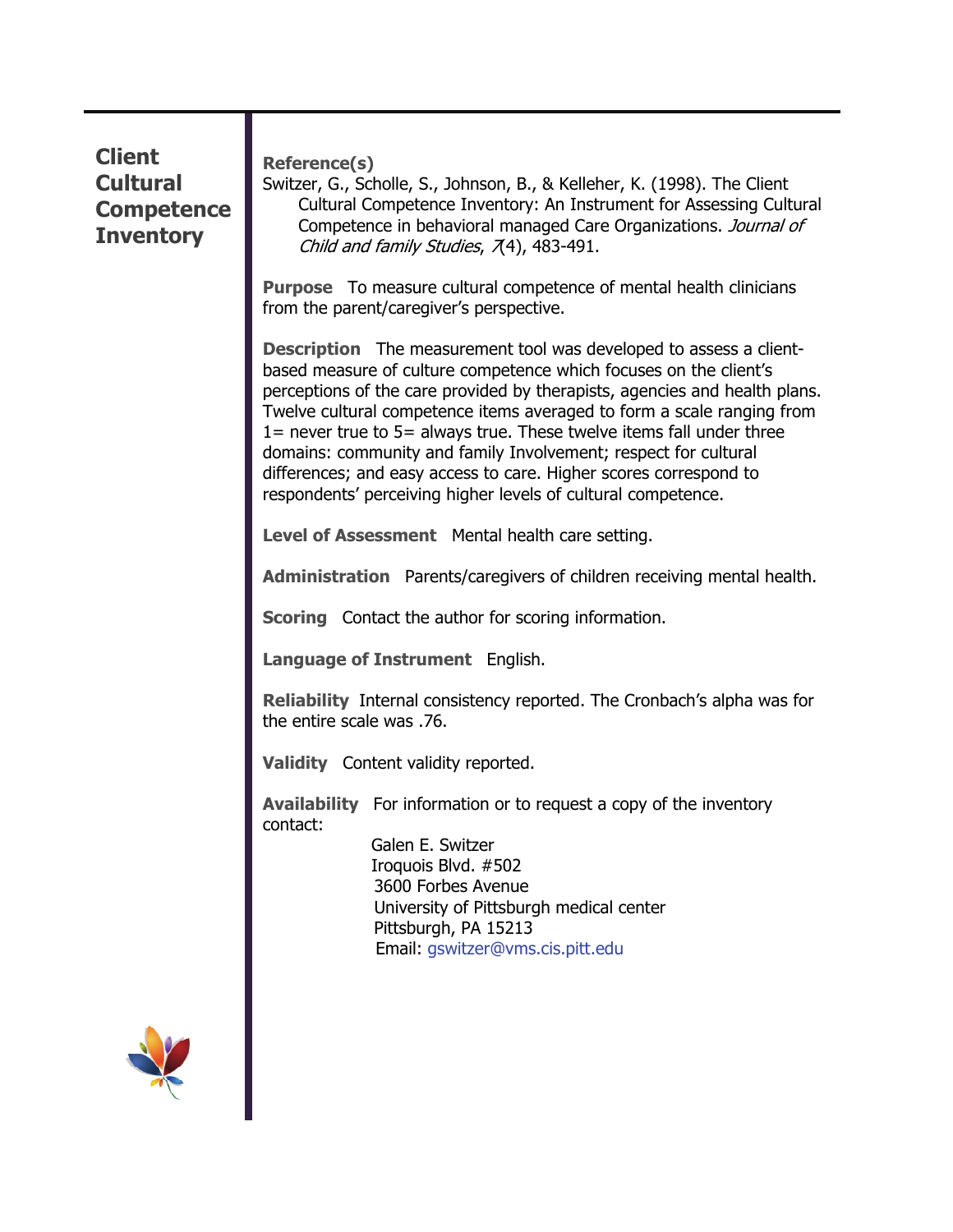# Client Cultural Competence Inventory

**Reference(s)**

Switzer, G., Scholle, S., Johnson, B., & Kelleher, K. (1998). The Client Cultural Competence Inventory: An Instrument for Assessing Cultural Competence in behavioral managed Care Organizations. *Journal of Child and family Studies*, *7*(4), 483-491.

**Purpose** To measure cultural competence of mental health clinicians from the parent/caregiver's perspective.

**Description** The measurement tool was developed to assess a client-based measure of culture competence which focuses on the client's perceptions of the care provided by therapists, agencies and health plans. Twelve cultural competence items averaged to form a scale ranging from 1= never true to 5= always true. These twelve items fall under three domains: community and family Involvement; respect for cultural differences; and easy access to care. Higher scores correspond to respondents' perceiving higher levels of cultural competence.

**Level of Assessment** Mental health care setting.

**Administration** Parents/caregivers of children receiving mental health.

**Scoring** Contact the author for scoring information.

**Language of Instrument** English.

**Reliability** Internal consistency reported. The Cronbach's alpha was for the entire scale was .76.

**Validity** Content validity reported.

**Availability** For information or to request a copy of the inventory contact:

Galen E. Switzer
Iroquois Blvd. #502
3600 Forbes Avenue
University of Pittsburgh medical center
Pittsburgh, PA 15213
Email: gswitzer@vms.cis.pitt.edu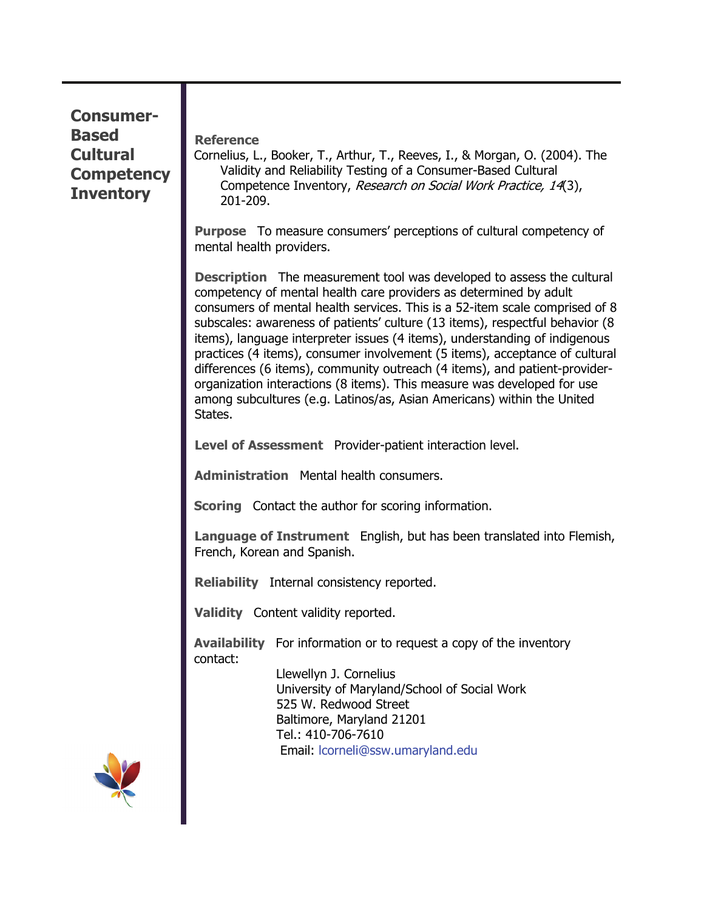# Consumer-Based Cultural Competency Inventory

**Reference**
Cornelius, L., Booker, T., Arthur, T., Reeves, I., & Morgan, O. (2004). The Validity and Reliability Testing of a Consumer-Based Cultural Competence Inventory, *Research on Social Work Practice, 14*(3), 201-209.

**Purpose** To measure consumers' perceptions of cultural competency of mental health providers.

**Description** The measurement tool was developed to assess the cultural competency of mental health care providers as determined by adult consumers of mental health services. This is a 52-item scale comprised of 8 subscales: awareness of patients' culture (13 items), respectful behavior (8 items), language interpreter issues (4 items), understanding of indigenous practices (4 items), consumer involvement (5 items), acceptance of cultural differences (6 items), community outreach (4 items), and patient-provider-organization interactions (8 items). This measure was developed for use among subcultures (e.g. Latinos/as, Asian Americans) within the United States.

**Level of Assessment** Provider-patient interaction level.

**Administration** Mental health consumers.

**Scoring** Contact the author for scoring information.

**Language of Instrument** English, but has been translated into Flemish, French, Korean and Spanish.

**Reliability** Internal consistency reported.

**Validity** Content validity reported.

**Availability** For information or to request a copy of the inventory contact:

Llewellyn J. Cornelius
University of Maryland/School of Social Work
525 W. Redwood Street
Baltimore, Maryland 21201
Tel.: 410-706-7610
Email: lcorneli@ssw.umaryland.edu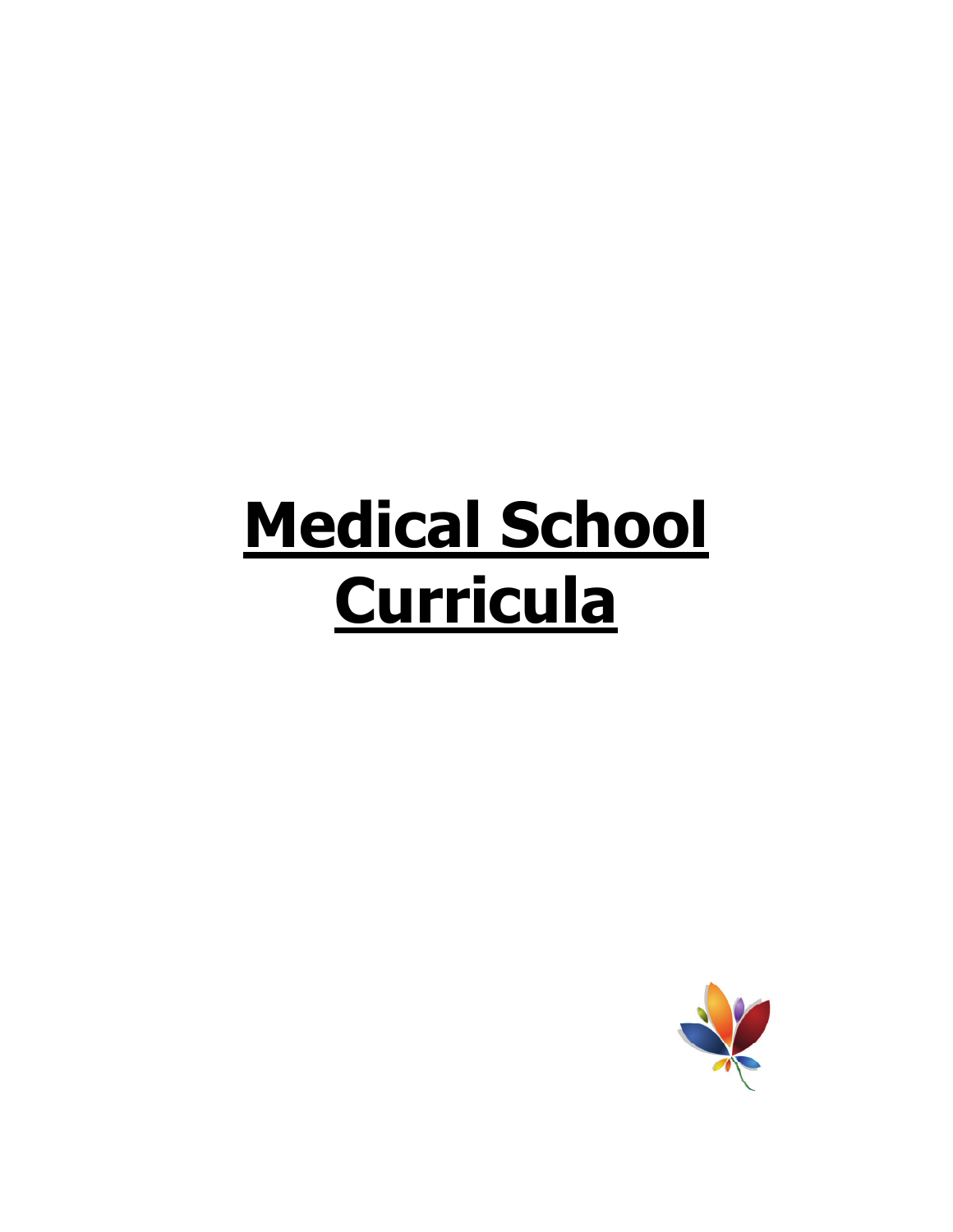# Medical School Curricula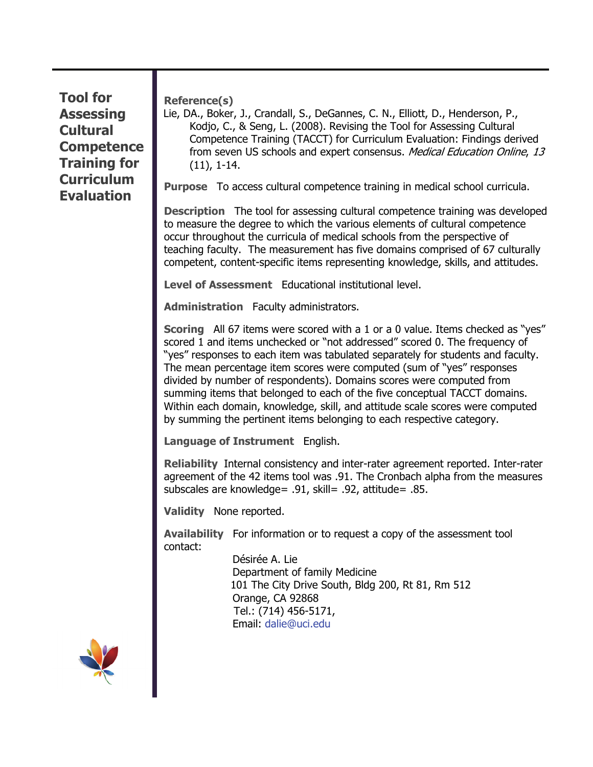# Tool for Assessing Cultural Competence Training for Curriculum Evaluation

**Reference(s)**

Lie, DA., Boker, J., Crandall, S., DeGannes, C. N., Elliott, D., Henderson, P., Kodjo, C., & Seng, L. (2008). Revising the Tool for Assessing Cultural Competence Training (TACCT) for Curriculum Evaluation: Findings derived from seven US schools and expert consensus. *Medical Education Online*, *13* (11), 1-14.

**Purpose** To access cultural competence training in medical school curricula.

**Description** The tool for assessing cultural competence training was developed to measure the degree to which the various elements of cultural competence occur throughout the curricula of medical schools from the perspective of teaching faculty. The measurement has five domains comprised of 67 culturally competent, content-specific items representing knowledge, skills, and attitudes.

**Level of Assessment** Educational institutional level.

**Administration** Faculty administrators.

**Scoring** All 67 items were scored with a 1 or a 0 value. Items checked as "yes" scored 1 and items unchecked or "not addressed" scored 0. The frequency of "yes" responses to each item was tabulated separately for students and faculty. The mean percentage item scores were computed (sum of "yes" responses divided by number of respondents). Domains scores were computed from summing items that belonged to each of the five conceptual TACCT domains. Within each domain, knowledge, skill, and attitude scale scores were computed by summing the pertinent items belonging to each respective category.

**Language of Instrument** English.

**Reliability** Internal consistency and inter-rater agreement reported. Inter-rater agreement of the 42 items tool was .91. The Cronbach alpha from the measures subscales are knowledge= .91, skill= .92, attitude= .85.

**Validity** None reported.

**Availability** For information or to request a copy of the assessment tool contact:

Désirée A. Lie
Department of family Medicine
101 The City Drive South, Bldg 200, Rt 81, Rm 512
Orange, CA 92868
Tel.: (714) 456-5171,
Email: dalie@uci.edu